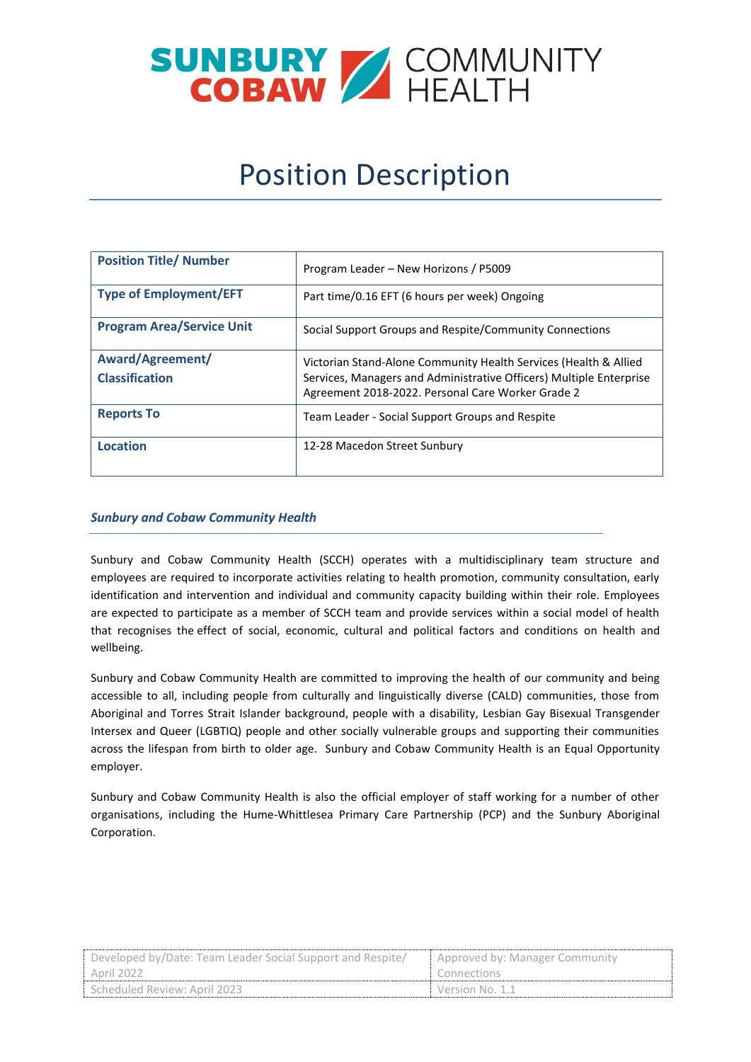# Position Description

| Position Title/ Number | Program Leader – New Horizons / P5009 |
|---|---|
| Type of Employment/EFT | Part time/0.16 EFT (6 hours per week) Ongoing |
| Program Area/Service Unit | Social Support Groups and Respite/Community Connections |
| Award/Agreement/ Classification | Victorian Stand-Alone Community Health Services (Health & Allied Services, Managers and Administrative Officers) Multiple Enterprise Agreement 2018-2022. Personal Care Worker Grade 2 |
| Reports To | Team Leader - Social Support Groups and Respite |
| Location | 12-28 Macedon Street Sunbury |

### *Sunbury and Cobaw Community Health*

Sunbury and Cobaw Community Health (SCCH) operates with a multidisciplinary team structure and employees are required to incorporate activities relating to health promotion, community consultation, early identification and intervention and individual and community capacity building within their role. Employees are expected to participate as a member of SCCH team and provide services within a social model of health that recognises the effect of social, economic, cultural and political factors and conditions on health and wellbeing.

Sunbury and Cobaw Community Health are committed to improving the health of our community and being accessible to all, including people from culturally and linguistically diverse (CALD) communities, those from Aboriginal and Torres Strait Islander background, people with a disability, Lesbian Gay Bisexual Transgender Intersex and Queer (LGBTIQ) people and other socially vulnerable groups and supporting their communities across the lifespan from birth to older age. Sunbury and Cobaw Community Health is an Equal Opportunity employer.

Sunbury and Cobaw Community Health is also the official employer of staff working for a number of other organisations, including the Hume-Whittlesea Primary Care Partnership (PCP) and the Sunbury Aboriginal Corporation.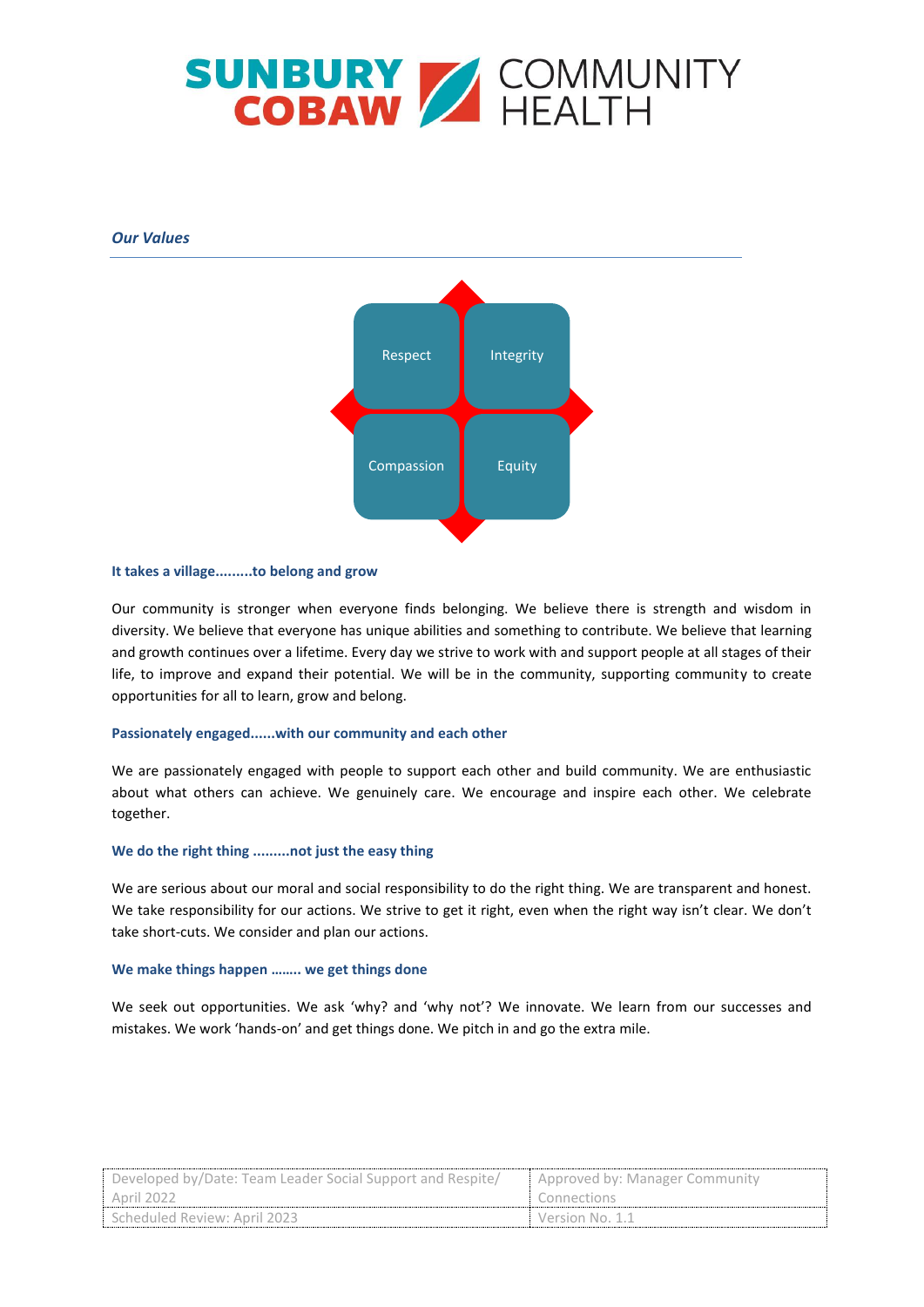SUNBURY COBAW COMMUNITY HEALTH

***Our Values***

Respect | Integrity
Compassion | Equity

**It takes a village.........to belong and grow**

Our community is stronger when everyone finds belonging. We believe there is strength and wisdom in diversity. We believe that everyone has unique abilities and something to contribute. We believe that learning and growth continues over a lifetime. Every day we strive to work with and support people at all stages of their life, to improve and expand their potential. We will be in the community, supporting community to create opportunities for all to learn, grow and belong.

**Passionately engaged......with our community and each other**

We are passionately engaged with people to support each other and build community. We are enthusiastic about what others can achieve. We genuinely care. We encourage and inspire each other. We celebrate together.

**We do the right thing .........not just the easy thing**

We are serious about our moral and social responsibility to do the right thing. We are transparent and honest. We take responsibility for our actions. We strive to get it right, even when the right way isn't clear. We don't take short-cuts. We consider and plan our actions.

**We make things happen …….. we get things done**

We seek out opportunities. We ask 'why? and 'why not'? We innovate. We learn from our successes and mistakes. We work 'hands-on' and get things done. We pitch in and go the extra mile.

| Developed by/Date: Team Leader Social Support and Respite/ April 2022 | Approved by: Manager Community Connections |
|---|---|
| Scheduled Review: April 2023 | Version No. 1.1 |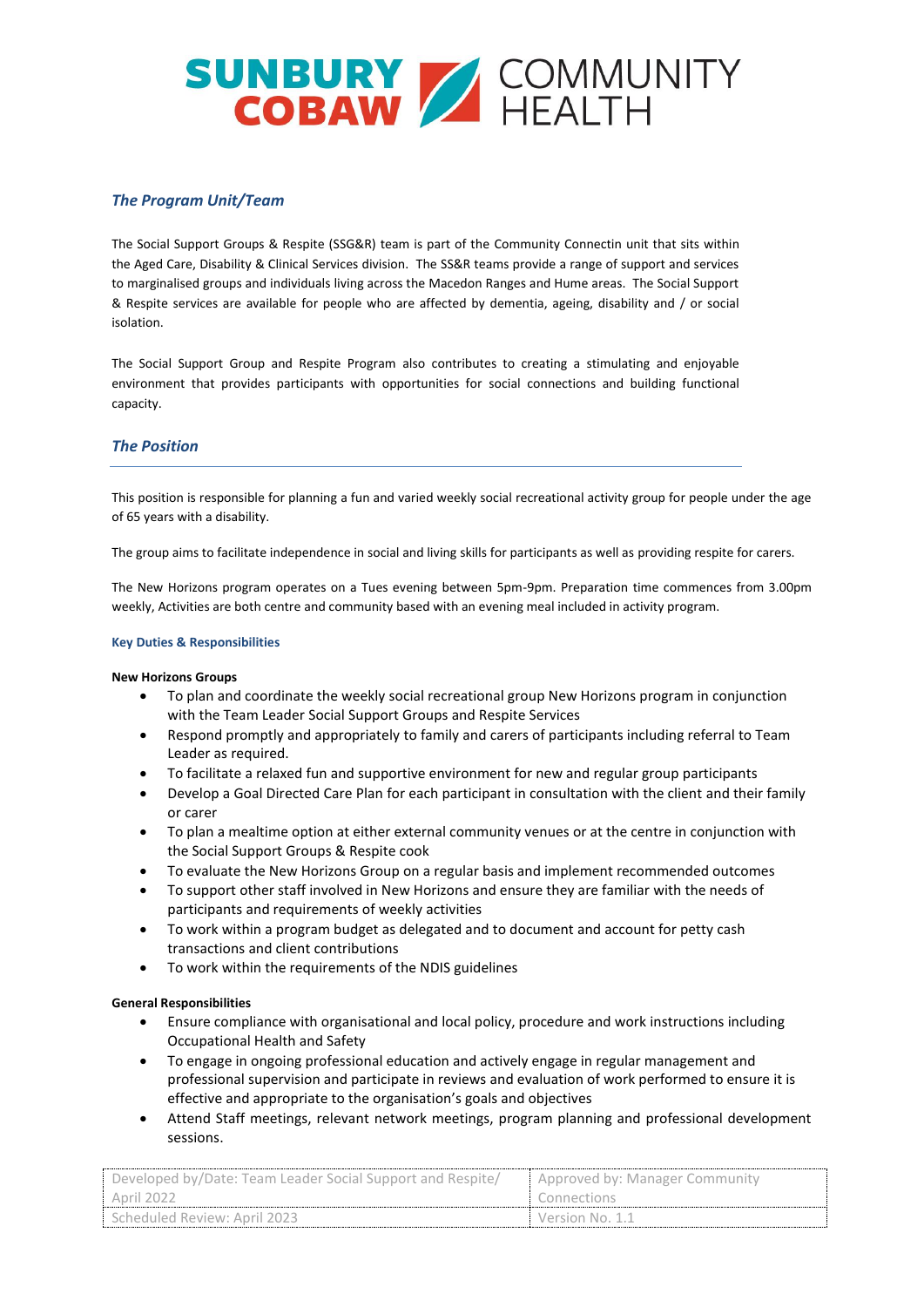### *The Program Unit/Team*

The Social Support Groups & Respite (SSG&R) team is part of the Community Connectin unit that sits within the Aged Care, Disability & Clinical Services division. The SS&R teams provide a range of support and services to marginalised groups and individuals living across the Macedon Ranges and Hume areas. The Social Support & Respite services are available for people who are affected by dementia, ageing, disability and / or social isolation.

The Social Support Group and Respite Program also contributes to creating a stimulating and enjoyable environment that provides participants with opportunities for social connections and building functional capacity.

### *The Position*

This position is responsible for planning a fun and varied weekly social recreational activity group for people under the age of 65 years with a disability.

The group aims to facilitate independence in social and living skills for participants as well as providing respite for carers.

The New Horizons program operates on a Tues evening between 5pm-9pm. Preparation time commences from 3.00pm weekly, Activities are both centre and community based with an evening meal included in activity program.

#### Key Duties & Responsibilities

**New Horizons Groups**

- To plan and coordinate the weekly social recreational group New Horizons program in conjunction with the Team Leader Social Support Groups and Respite Services
- Respond promptly and appropriately to family and carers of participants including referral to Team Leader as required.
- To facilitate a relaxed fun and supportive environment for new and regular group participants
- Develop a Goal Directed Care Plan for each participant in consultation with the client and their family or carer
- To plan a mealtime option at either external community venues or at the centre in conjunction with the Social Support Groups & Respite cook
- To evaluate the New Horizons Group on a regular basis and implement recommended outcomes
- To support other staff involved in New Horizons and ensure they are familiar with the needs of participants and requirements of weekly activities
- To work within a program budget as delegated and to document and account for petty cash transactions and client contributions
- To work within the requirements of the NDIS guidelines

**General Responsibilities**

- Ensure compliance with organisational and local policy, procedure and work instructions including Occupational Health and Safety
- To engage in ongoing professional education and actively engage in regular management and professional supervision and participate in reviews and evaluation of work performed to ensure it is effective and appropriate to the organisation's goals and objectives
- Attend Staff meetings, relevant network meetings, program planning and professional development sessions.

| Developed by/Date: Team Leader Social Support and Respite/ April 2022 | Approved by: Manager Community Connections |
|---|---|
| Scheduled Review: April 2023 | Version No. 1.1 |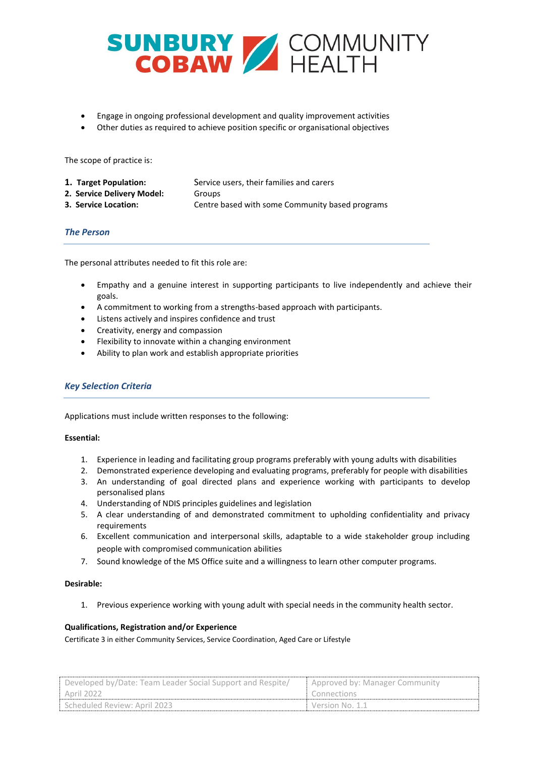- Engage in ongoing professional development and quality improvement activities
- Other duties as required to achieve position specific or organisational objectives

The scope of practice is:

| | |
|---|---|
| **1. Target Population:** | Service users, their families and carers |
| **2. Service Delivery Model:** | Groups |
| **3. Service Location:** | Centre based with some Community based programs |

## *The Person*

The personal attributes needed to fit this role are:

- Empathy and a genuine interest in supporting participants to live independently and achieve their goals.
- A commitment to working from a strengths-based approach with participants.
- Listens actively and inspires confidence and trust
- Creativity, energy and compassion
- Flexibility to innovate within a changing environment
- Ability to plan work and establish appropriate priorities

## *Key Selection Criteria*

Applications must include written responses to the following:

**Essential:**

1. Experience in leading and facilitating group programs preferably with young adults with disabilities
2. Demonstrated experience developing and evaluating programs, preferably for people with disabilities
3. An understanding of goal directed plans and experience working with participants to develop personalised plans
4. Understanding of NDIS principles guidelines and legislation
5. A clear understanding of and demonstrated commitment to upholding confidentiality and privacy requirements
6. Excellent communication and interpersonal skills, adaptable to a wide stakeholder group including people with compromised communication abilities
7. Sound knowledge of the MS Office suite and a willingness to learn other computer programs.

**Desirable:**

1. Previous experience working with young adult with special needs in the community health sector.

**Qualifications, Registration and/or Experience**

Certificate 3 in either Community Services, Service Coordination, Aged Care or Lifestyle

| Developed by/Date: Team Leader Social Support and Respite/ April 2022 | Approved by: Manager Community Connections |
|---|---|
| Scheduled Review: April 2023 | Version No. 1.1 |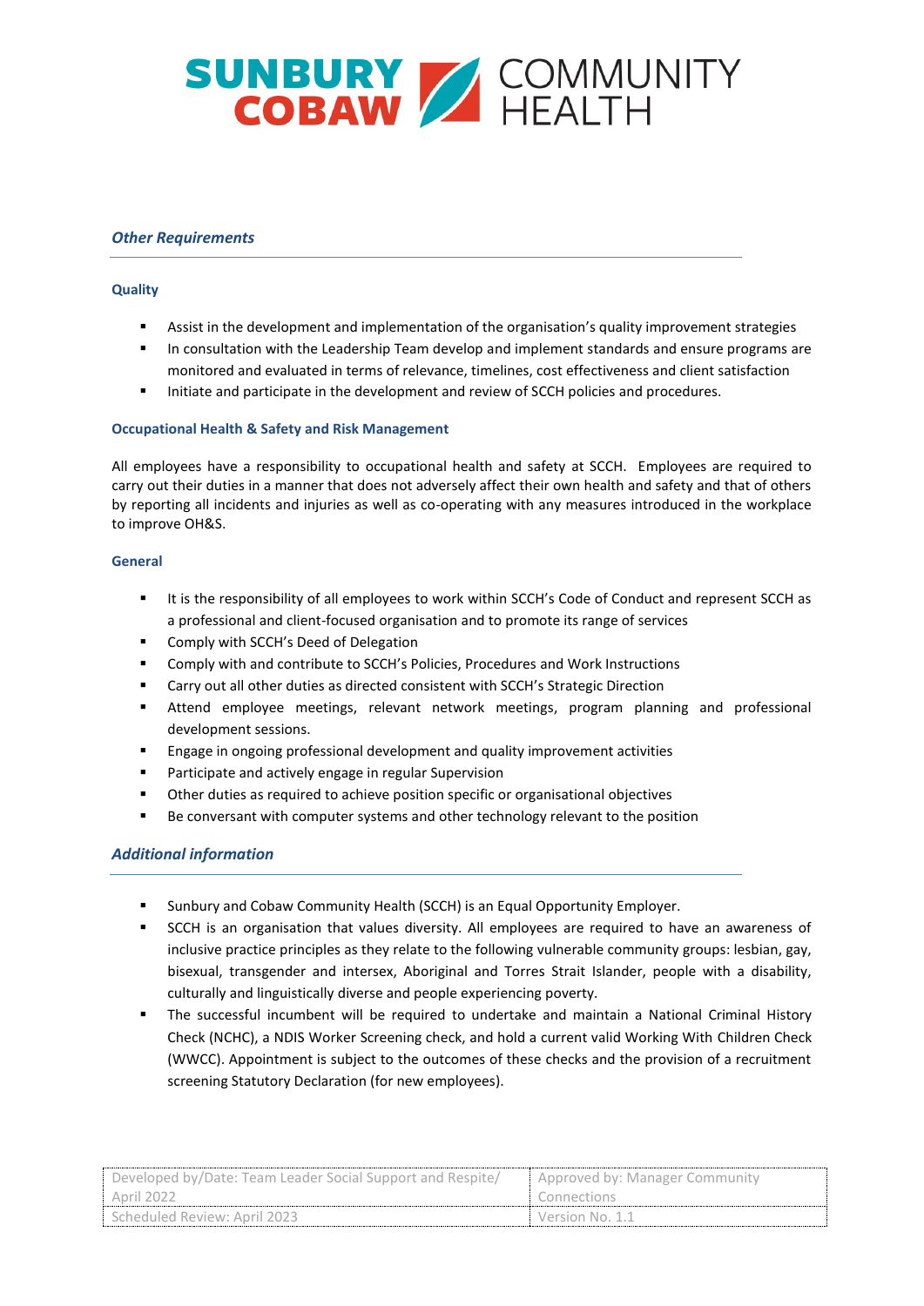## *Other Requirements*

### Quality

- Assist in the development and implementation of the organisation's quality improvement strategies
- In consultation with the Leadership Team develop and implement standards and ensure programs are monitored and evaluated in terms of relevance, timelines, cost effectiveness and client satisfaction
- Initiate and participate in the development and review of SCCH policies and procedures.

### Occupational Health & Safety and Risk Management

All employees have a responsibility to occupational health and safety at SCCH. Employees are required to carry out their duties in a manner that does not adversely affect their own health and safety and that of others by reporting all incidents and injuries as well as co-operating with any measures introduced in the workplace to improve OH&S.

### General

- It is the responsibility of all employees to work within SCCH's Code of Conduct and represent SCCH as a professional and client-focused organisation and to promote its range of services
- Comply with SCCH's Deed of Delegation
- Comply with and contribute to SCCH's Policies, Procedures and Work Instructions
- Carry out all other duties as directed consistent with SCCH's Strategic Direction
- Attend employee meetings, relevant network meetings, program planning and professional development sessions.
- Engage in ongoing professional development and quality improvement activities
- Participate and actively engage in regular Supervision
- Other duties as required to achieve position specific or organisational objectives
- Be conversant with computer systems and other technology relevant to the position

## *Additional information*

- Sunbury and Cobaw Community Health (SCCH) is an Equal Opportunity Employer.
- SCCH is an organisation that values diversity. All employees are required to have an awareness of inclusive practice principles as they relate to the following vulnerable community groups: lesbian, gay, bisexual, transgender and intersex, Aboriginal and Torres Strait Islander, people with a disability, culturally and linguistically diverse and people experiencing poverty.
- The successful incumbent will be required to undertake and maintain a National Criminal History Check (NCHC), a NDIS Worker Screening check, and hold a current valid Working With Children Check (WWCC). Appointment is subject to the outcomes of these checks and the provision of a recruitment screening Statutory Declaration (for new employees).

| Developed by/Date: Team Leader Social Support and Respite/ April 2022 | Approved by: Manager Community Connections |
|---|---|
| Scheduled Review: April 2023 | Version No. 1.1 |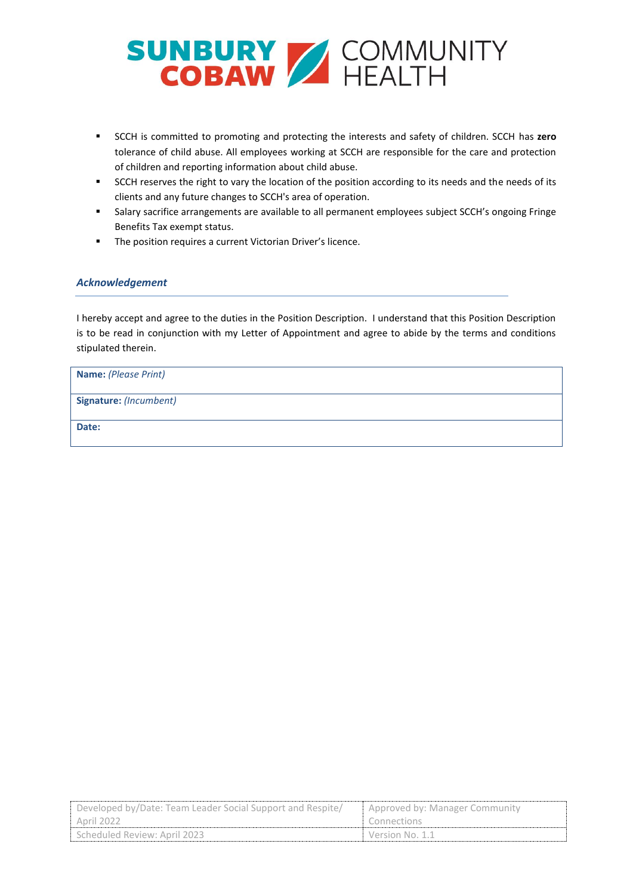- SCCH is committed to promoting and protecting the interests and safety of children. SCCH has **zero** tolerance of child abuse. All employees working at SCCH are responsible for the care and protection of children and reporting information about child abuse.
- SCCH reserves the right to vary the location of the position according to its needs and the needs of its clients and any future changes to SCCH's area of operation.
- Salary sacrifice arrangements are available to all permanent employees subject SCCH's ongoing Fringe Benefits Tax exempt status.
- The position requires a current Victorian Driver's licence.

### *Acknowledgement*

I hereby accept and agree to the duties in the Position Description. I understand that this Position Description is to be read in conjunction with my Letter of Appointment and agree to abide by the terms and conditions stipulated therein.

| |
|---|
| **Name:** *(Please Print)* |
| **Signature:** *(Incumbent)* |
| **Date:** |